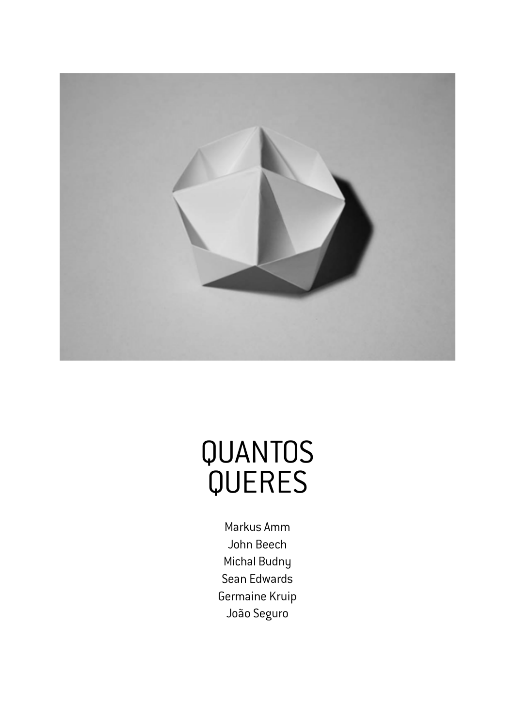# QUANTOS QUERES

Markus Amm
John Beech
Michal Budny
Sean Edwards
Germaine Kruip
João Seguro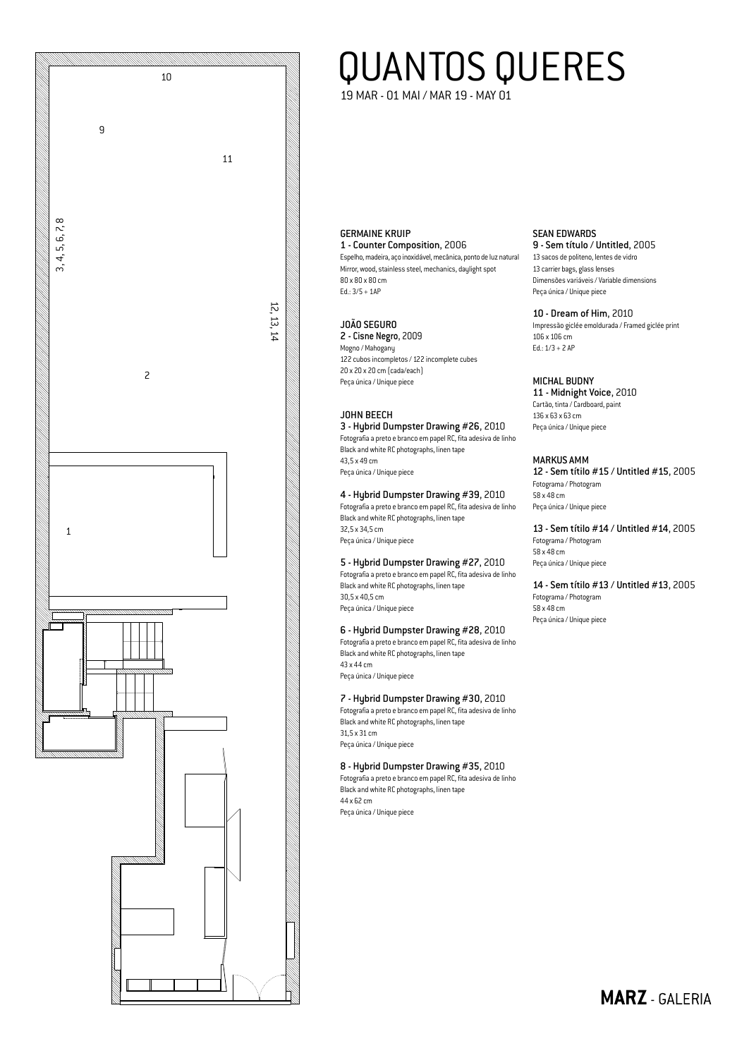# QUANTOS QUERES

19 MAR - 01 MAI / MAR 19 - MAY 01

**GERMAINE KRUIP**
**1 - Counter Composition**, 2006
Espelho, madeira, aço inoxidável, mecânica, ponto de luz natural
Mirror, wood, stainless steel, mechanics, daylight spot
80 x 80 x 80 cm
Ed.: 3/5 + 1AP

**JOÃO SEGURO**
**2 - Cisne Negro**, 2009
Mogno / Mahogany
122 cubos incompletos / 122 incomplete cubes
20 x 20 x 20 cm (cada/each)
Peça única / Unique piece

**JOHN BEECH**
**3 - Hybrid Dumpster Drawing #26**, 2010
Fotografia a preto e branco em papel RC, fita adesiva de linho
Black and white RC photographs, linen tape
43,5 x 49 cm
Peça única / Unique piece

**4 - Hybrid Dumpster Drawing #39**, 2010
Fotografia a preto e branco em papel RC, fita adesiva de linho
Black and white RC photographs, linen tape
32,5 x 34,5 cm
Peça única / Unique piece

**5 - Hybrid Dumpster Drawing #27**, 2010
Fotografia a preto e branco em papel RC, fita adesiva de linho
Black and white RC photographs, linen tape
30,5 x 40,5 cm
Peça única / Unique piece

**6 - Hybrid Dumpster Drawing #28**, 2010
Fotografia a preto e branco em papel RC, fita adesiva de linho
Black and white RC photographs, linen tape
43 x 44 cm
Peça única / Unique piece

**7 - Hybrid Dumpster Drawing #30**, 2010
Fotografia a preto e branco em papel RC, fita adesiva de linho
Black and white RC photographs, linen tape
31,5 x 31 cm
Peça única / Unique piece

**8 - Hybrid Dumpster Drawing #35**, 2010
Fotografia a preto e branco em papel RC, fita adesiva de linho
Black and white RC photographs, linen tape
44 x 62 cm
Peça única / Unique piece

**SEAN EDWARDS**
**9 - Sem título / Untitled**, 2005
13 sacos de politeno, lentes de vidro
13 carrier bags, glass lenses
Dimensões variáveis / Variable dimensions
Peça única / Unique piece

**10 - Dream of Him**, 2010
Impressão giclée emoldurada / Framed giclée print
106 x 106 cm
Ed.: 1/3 + 2 AP

**MICHAL BUDNY**
**11 - Midnight Voice**, 2010
Cartão, tinta / Cardboard, paint
136 x 63 x 63 cm
Peça única / Unique piece

**MARKUS AMM**
**12 - Sem títilo #15 / Untitled #15**, 2005
Fotograma / Photogram
58 x 48 cm
Peça única / Unique piece

**13 - Sem títilo #14 / Untitled #14**, 2005
Fotograma / Photogram
58 x 48 cm
Peça única / Unique piece

**14 - Sem títilo #13 / Untitled #13**, 2005
Fotograma / Photogram
58 x 48 cm
Peça única / Unique piece

**MARZ** - GALERIA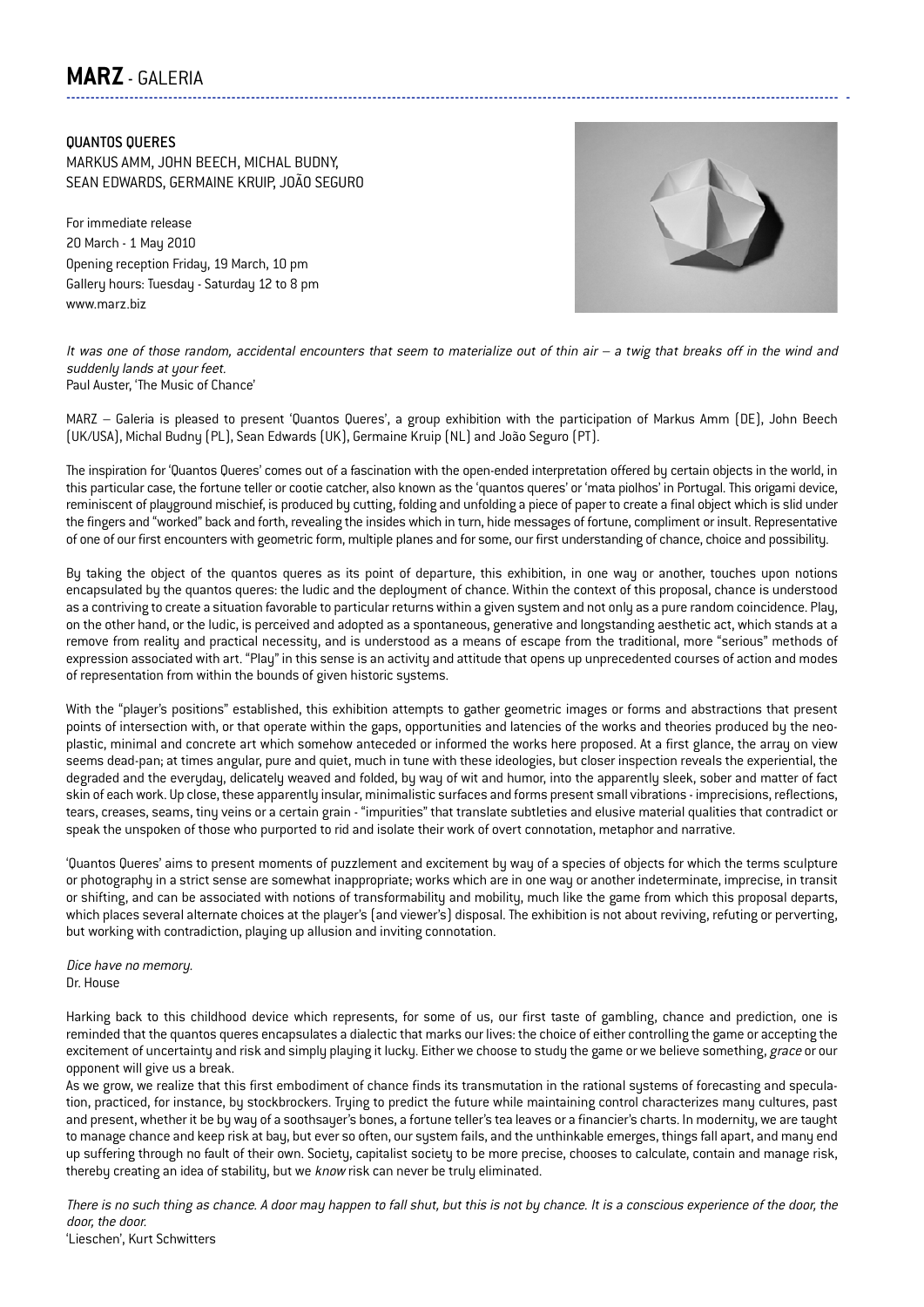# **MARZ** - GALERIA

**QUANTOS QUERES**
MARKUS AMM, JOHN BEECH, MICHAL BUDNY,
SEAN EDWARDS, GERMAINE KRUIP, JOÃO SEGURO

For immediate release
20 March - 1 May 2010
Opening reception Friday, 19 March, 10 pm
Gallery hours: Tuesday - Saturday 12 to 8 pm
www.marz.biz

*It was one of those random, accidental encounters that seem to materialize out of thin air – a twig that breaks off in the wind and suddenly lands at your feet.*
Paul Auster, 'The Music of Chance'

MARZ – Galeria is pleased to present 'Quantos Queres', a group exhibition with the participation of Markus Amm (DE), John Beech (UK/USA), Michal Budny (PL), Sean Edwards (UK), Germaine Kruip (NL) and João Seguro (PT).

The inspiration for 'Quantos Queres' comes out of a fascination with the open-ended interpretation offered by certain objects in the world, in this particular case, the fortune teller or cootie catcher, also known as the 'quantos queres' or 'mata piolhos' in Portugal. This origami device, reminiscent of playground mischief, is produced by cutting, folding and unfolding a piece of paper to create a final object which is slid under the fingers and "worked" back and forth, revealing the insides which in turn, hide messages of fortune, compliment or insult. Representative of one of our first encounters with geometric form, multiple planes and for some, our first understanding of chance, choice and possibility.

By taking the object of the quantos queres as its point of departure, this exhibition, in one way or another, touches upon notions encapsulated by the quantos queres: the ludic and the deployment of chance. Within the context of this proposal, chance is understood as a contriving to create a situation favorable to particular returns within a given system and not only as a pure random coincidence. Play, on the other hand, or the ludic, is perceived and adopted as a spontaneous, generative and longstanding aesthetic act, which stands at a remove from reality and practical necessity, and is understood as a means of escape from the traditional, more "serious" methods of expression associated with art. "Play" in this sense is an activity and attitude that opens up unprecedented courses of action and modes of representation from within the bounds of given historic systems.

With the "player's positions" established, this exhibition attempts to gather geometric images or forms and abstractions that present points of intersection with, or that operate within the gaps, opportunities and latencies of the works and theories produced by the neo-plastic, minimal and concrete art which somehow anteceded or informed the works here proposed. At a first glance, the array on view seems dead-pan; at times angular, pure and quiet, much in tune with these ideologies, but closer inspection reveals the experiential, the degraded and the everyday, delicately weaved and folded, by way of wit and humor, into the apparently sleek, sober and matter of fact skin of each work. Up close, these apparently insular, minimalistic surfaces and forms present small vibrations - imprecisions, reflections, tears, creases, seams, tiny veins or a certain grain - "impurities" that translate subtleties and elusive material qualities that contradict or speak the unspoken of those who purported to rid and isolate their work of overt connotation, metaphor and narrative.

'Quantos Queres' aims to present moments of puzzlement and excitement by way of a species of objects for which the terms sculpture or photography in a strict sense are somewhat inappropriate; works which are in one way or another indeterminate, imprecise, in transit or shifting, and can be associated with notions of transformability and mobility, much like the game from which this proposal departs, which places several alternate choices at the player's (and viewer's) disposal. The exhibition is not about reviving, refuting or perverting, but working with contradiction, playing up allusion and inviting connotation.

*Dice have no memory.*
Dr. House

Harking back to this childhood device which represents, for some of us, our first taste of gambling, chance and prediction, one is reminded that the quantos queres encapsulates a dialectic that marks our lives: the choice of either controlling the game or accepting the excitement of uncertainty and risk and simply playing it lucky. Either we choose to study the game or we believe something, *grace* or our opponent will give us a break.

As we grow, we realize that this first embodiment of chance finds its transmutation in the rational systems of forecasting and speculation, practiced, for instance, by stockbrockers. Trying to predict the future while maintaining control characterizes many cultures, past and present, whether it be by way of a soothsayer's bones, a fortune teller's tea leaves or a financier's charts. In modernity, we are taught to manage chance and keep risk at bay, but ever so often, our system fails, and the unthinkable emerges, things fall apart, and many end up suffering through no fault of their own. Society, capitalist society to be more precise, chooses to calculate, contain and manage risk, thereby creating an idea of stability, but we *know* risk can never be truly eliminated.

*There is no such thing as chance. A door may happen to fall shut, but this is not by chance. It is a conscious experience of the door, the door, the door.*
'Lieschen', Kurt Schwitters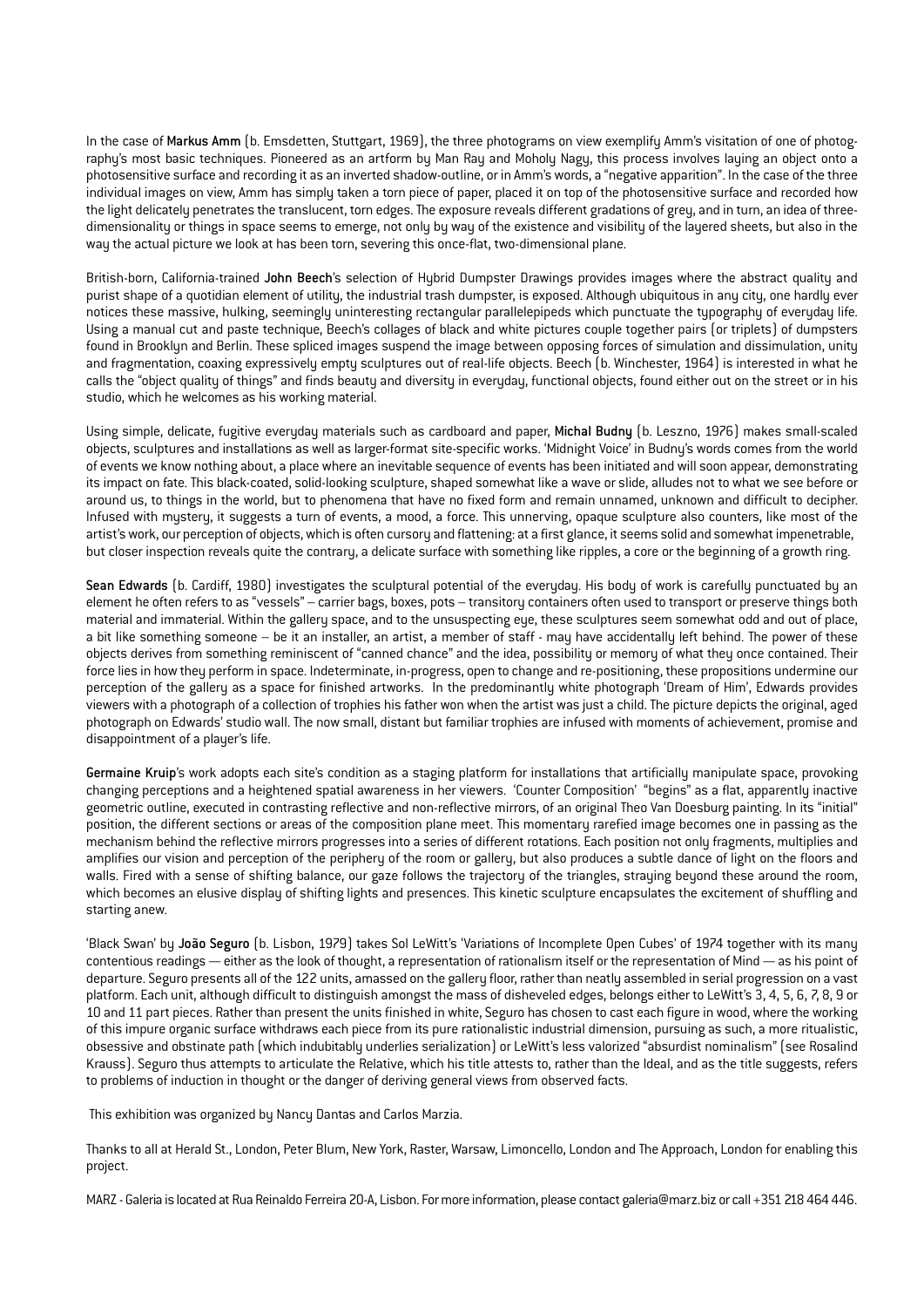In the case of **Markus Amm** (b. Emsdetten, Stuttgart, 1969), the three photograms on view exemplify Amm's visitation of one of photography's most basic techniques. Pioneered as an artform by Man Ray and Moholy Nagy, this process involves laying an object onto a photosensitive surface and recording it as an inverted shadow-outline, or in Amm's words, a "negative apparition". In the case of the three individual images on view, Amm has simply taken a torn piece of paper, placed it on top of the photosensitive surface and recorded how the light delicately penetrates the translucent, torn edges. The exposure reveals different gradations of grey, and in turn, an idea of three-dimensionality or things in space seems to emerge, not only by way of the existence and visibility of the layered sheets, but also in the way the actual picture we look at has been torn, severing this once-flat, two-dimensional plane.

British-born, California-trained **John Beech**'s selection of Hybrid Dumpster Drawings provides images where the abstract quality and purist shape of a quotidian element of utility, the industrial trash dumpster, is exposed. Although ubiquitous in any city, one hardly ever notices these massive, hulking, seemingly uninteresting rectangular parallelepipeds which punctuate the typography of everyday life. Using a manual cut and paste technique, Beech's collages of black and white pictures couple together pairs (or triplets) of dumpsters found in Brooklyn and Berlin. These spliced images suspend the image between opposing forces of simulation and dissimulation, unity and fragmentation, coaxing expressively empty sculptures out of real-life objects. Beech (b. Winchester, 1964) is interested in what he calls the "object quality of things" and finds beauty and diversity in everyday, functional objects, found either out on the street or in his studio, which he welcomes as his working material.

Using simple, delicate, fugitive everyday materials such as cardboard and paper, **Michal Budny** (b. Leszno, 1976) makes small-scaled objects, sculptures and installations as well as larger-format site-specific works. 'Midnight Voice' in Budny's words comes from the world of events we know nothing about, a place where an inevitable sequence of events has been initiated and will soon appear, demonstrating its impact on fate. This black-coated, solid-looking sculpture, shaped somewhat like a wave or slide, alludes not to what we see before or around us, to things in the world, but to phenomena that have no fixed form and remain unnamed, unknown and difficult to decipher. Infused with mystery, it suggests a turn of events, a mood, a force. This unnerving, opaque sculpture also counters, like most of the artist's work, our perception of objects, which is often cursory and flattening: at a first glance, it seems solid and somewhat impenetrable, but closer inspection reveals quite the contrary, a delicate surface with something like ripples, a core or the beginning of a growth ring.

**Sean Edwards** (b. Cardiff, 1980) investigates the sculptural potential of the everyday. His body of work is carefully punctuated by an element he often refers to as "vessels" – carrier bags, boxes, pots – transitory containers often used to transport or preserve things both material and immaterial. Within the gallery space, and to the unsuspecting eye, these sculptures seem somewhat odd and out of place, a bit like something someone – be it an installer, an artist, a member of staff - may have accidentally left behind. The power of these objects derives from something reminiscent of "canned chance" and the idea, possibility or memory of what they once contained. Their force lies in how they perform in space. Indeterminate, in-progress, open to change and re-positioning, these propositions undermine our perception of the gallery as a space for finished artworks. In the predominantly white photograph 'Dream of Him', Edwards provides viewers with a photograph of a collection of trophies his father won when the artist was just a child. The picture depicts the original, aged photograph on Edwards' studio wall. The now small, distant but familiar trophies are infused with moments of achievement, promise and disappointment of a player's life.

**Germaine Kruip**'s work adopts each site's condition as a staging platform for installations that artificially manipulate space, provoking changing perceptions and a heightened spatial awareness in her viewers. 'Counter Composition' "begins" as a flat, apparently inactive geometric outline, executed in contrasting reflective and non-reflective mirrors, of an original Theo Van Doesburg painting. In its "initial" position, the different sections or areas of the composition plane meet. This momentary rarefied image becomes one in passing as the mechanism behind the reflective mirrors progresses into a series of different rotations. Each position not only fragments, multiplies and amplifies our vision and perception of the periphery of the room or gallery, but also produces a subtle dance of light on the floors and walls. Fired with a sense of shifting balance, our gaze follows the trajectory of the triangles, straying beyond these around the room, which becomes an elusive display of shifting lights and presences. This kinetic sculpture encapsulates the excitement of shuffling and starting anew.

'Black Swan' by **João Seguro** (b. Lisbon, 1979) takes Sol LeWitt's 'Variations of Incomplete Open Cubes' of 1974 together with its many contentious readings — either as the look of thought, a representation of rationalism itself or the representation of Mind — as his point of departure. Seguro presents all of the 122 units, amassed on the gallery floor, rather than neatly assembled in serial progression on a vast platform. Each unit, although difficult to distinguish amongst the mass of disheveled edges, belongs either to LeWitt's 3, 4, 5, 6, 7, 8, 9 or 10 and 11 part pieces. Rather than present the units finished in white, Seguro has chosen to cast each figure in wood, where the working of this impure organic surface withdraws each piece from its pure rationalistic industrial dimension, pursuing as such, a more ritualistic, obsessive and obstinate path (which indubitably underlies serialization) or LeWitt's less valorized "absurdist nominalism" (see Rosalind Krauss). Seguro thus attempts to articulate the Relative, which his title attests to, rather than the Ideal, and as the title suggests, refers to problems of induction in thought or the danger of deriving general views from observed facts.

This exhibition was organized by Nancy Dantas and Carlos Marzia.

Thanks to all at Herald St., London, Peter Blum, New York, Raster, Warsaw, Limoncello, London and The Approach, London for enabling this project.

MARZ - Galeria is located at Rua Reinaldo Ferreira 20-A, Lisbon. For more information, please contact galeria@marz.biz or call +351 218 464 446.